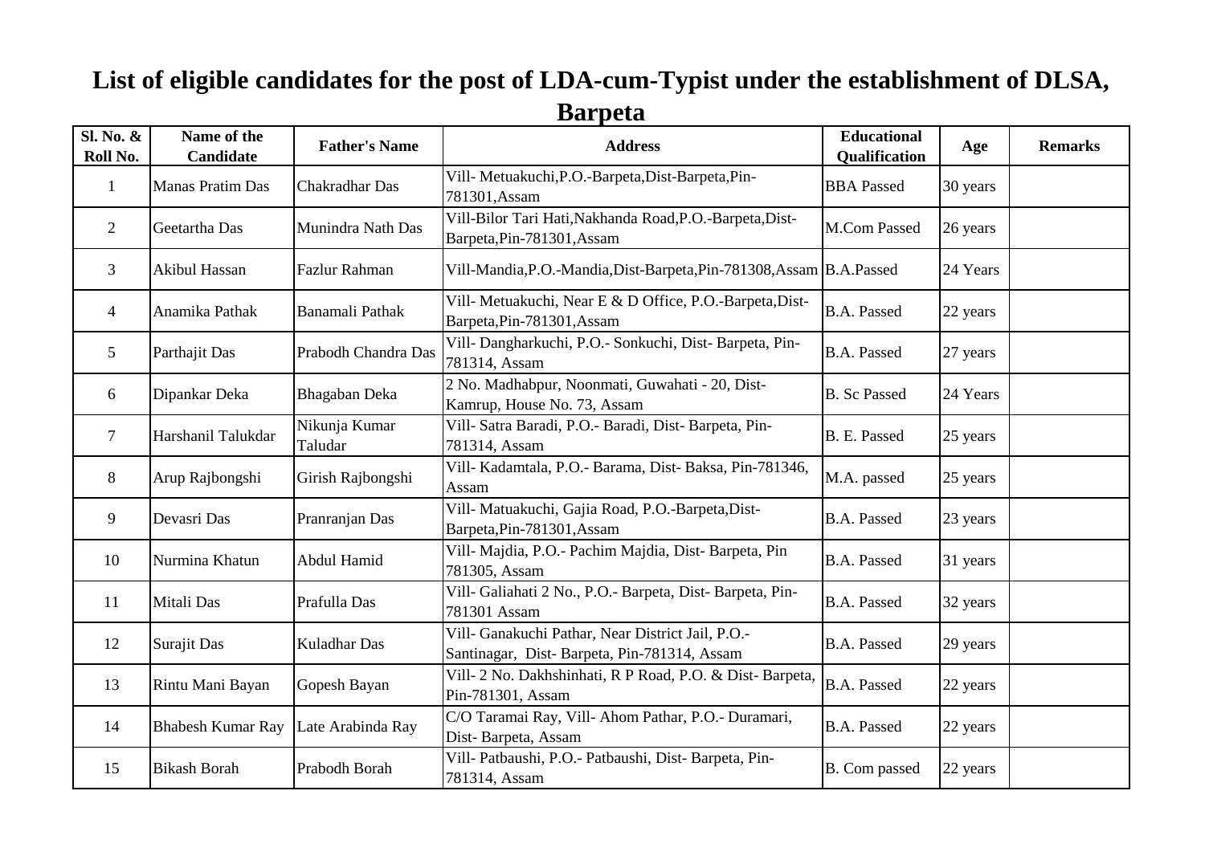# List of eligible candidates for the post of LDA-cum-Typist under the establishment of DLSA, Barpeta

| Sl. No. & Roll No. | Name of the Candidate | Father's Name | Address | Educational Qualification | Age | Remarks |
|---|---|---|---|---|---|---|
| 1 | Manas Pratim Das | Chakradhar Das | Vill- Metuakuchi,P.O.-Barpeta,Dist-Barpeta,Pin-781301,Assam | BBA Passed | 30 years | |
| 2 | Geetartha Das | Munindra Nath Das | Vill-Bilor Tari Hati,Nakhanda Road,P.O.-Barpeta,Dist-Barpeta,Pin-781301,Assam | M.Com Passed | 26 years | |
| 3 | Akibul Hassan | Fazlur Rahman | Vill-Mandia,P.O.-Mandia,Dist-Barpeta,Pin-781308,Assam | B.A.Passed | 24 Years | |
| 4 | Anamika Pathak | Banamali Pathak | Vill- Metuakuchi, Near E & D Office, P.O.-Barpeta,Dist-Barpeta,Pin-781301,Assam | B.A. Passed | 22 years | |
| 5 | Parthajit Das | Prabodh Chandra Das | Vill- Dangharkuchi, P.O.- Sonkuchi, Dist- Barpeta, Pin-781314, Assam | B.A. Passed | 27 years | |
| 6 | Dipankar Deka | Bhagaban Deka | 2 No. Madhabpur, Noonmati, Guwahati - 20, Dist-Kamrup, House No. 73, Assam | B. Sc Passed | 24 Years | |
| 7 | Harshanil Talukdar | Nikunja Kumar Taludar | Vill- Satra Baradi, P.O.- Baradi, Dist- Barpeta, Pin-781314, Assam | B. E. Passed | 25 years | |
| 8 | Arup Rajbongshi | Girish Rajbongshi | Vill- Kadamtala, P.O.- Barama, Dist- Baksa, Pin-781346, Assam | M.A. passed | 25 years | |
| 9 | Devasri Das | Pranranjan Das | Vill- Matuakuchi, Gajia Road, P.O.-Barpeta,Dist-Barpeta,Pin-781301,Assam | B.A. Passed | 23 years | |
| 10 | Nurmina Khatun | Abdul Hamid | Vill- Majdia, P.O.- Pachim Majdia, Dist- Barpeta, Pin 781305, Assam | B.A. Passed | 31 years | |
| 11 | Mitali Das | Prafulla Das | Vill- Galiahati 2 No., P.O.- Barpeta, Dist- Barpeta, Pin-781301 Assam | B.A. Passed | 32 years | |
| 12 | Surajit Das | Kuladhar Das | Vill- Ganakuchi Pathar, Near District Jail, P.O.-Santinagar, Dist- Barpeta, Pin-781314, Assam | B.A. Passed | 29 years | |
| 13 | Rintu Mani Bayan | Gopesh Bayan | Vill- 2 No. Dakhshinhati, R P Road, P.O. & Dist- Barpeta, Pin-781301, Assam | B.A. Passed | 22 years | |
| 14 | Bhabesh Kumar Ray | Late Arabinda Ray | C/O Taramai Ray, Vill- Ahom Pathar, P.O.- Duramari, Dist- Barpeta, Assam | B.A. Passed | 22 years | |
| 15 | Bikash Borah | Prabodh Borah | Vill- Patbaushi, P.O.- Patbaushi, Dist- Barpeta, Pin-781314, Assam | B. Com passed | 22 years | |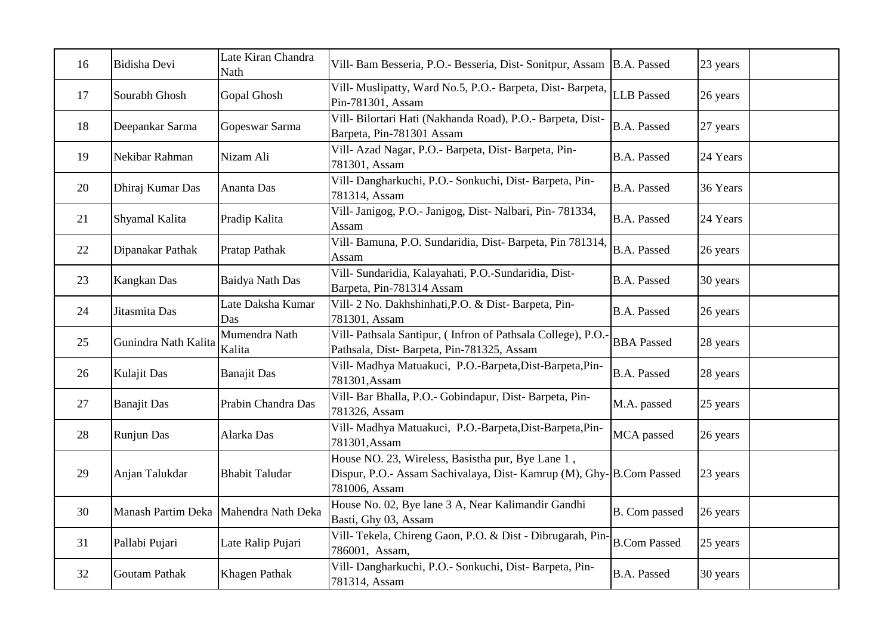| | | | | | | |
|---|---|---|---|---|---|---|
| 16 | Bidisha Devi | Late Kiran Chandra Nath | Vill- Bam Besseria, P.O.- Besseria, Dist- Sonitpur, Assam | B.A. Passed | 23 years | |
| 17 | Sourabh Ghosh | Gopal Ghosh | Vill- Muslipatty, Ward No.5, P.O.- Barpeta, Dist- Barpeta, Pin-781301, Assam | LLB Passed | 26 years | |
| 18 | Deepankar Sarma | Gopeswar Sarma | Vill- Bilortari Hati (Nakhanda Road), P.O.- Barpeta, Dist- Barpeta, Pin-781301 Assam | B.A. Passed | 27 years | |
| 19 | Nekibar Rahman | Nizam Ali | Vill- Azad Nagar, P.O.- Barpeta, Dist- Barpeta, Pin-781301, Assam | B.A. Passed | 24 Years | |
| 20 | Dhiraj Kumar Das | Ananta Das | Vill- Dangharkuchi, P.O.- Sonkuchi, Dist- Barpeta, Pin-781314, Assam | B.A. Passed | 36 Years | |
| 21 | Shyamal Kalita | Pradip Kalita | Vill- Janigog, P.O.- Janigog, Dist- Nalbari, Pin- 781334, Assam | B.A. Passed | 24 Years | |
| 22 | Dipanakar Pathak | Pratap Pathak | Vill- Bamuna, P.O. Sundaridia, Dist- Barpeta, Pin 781314, Assam | B.A. Passed | 26 years | |
| 23 | Kangkan Das | Baidya Nath Das | Vill- Sundaridia, Kalayahati, P.O.-Sundaridia, Dist- Barpeta, Pin-781314 Assam | B.A. Passed | 30 years | |
| 24 | Jitasmita Das | Late Daksha Kumar Das | Vill- 2 No. Dakhshinhati,P.O. & Dist- Barpeta, Pin-781301, Assam | B.A. Passed | 26 years | |
| 25 | Gunindra Nath Kalita | Mumendra Nath Kalita | Vill- Pathsala Santipur, ( Infron of Pathsala College), P.O.- Pathsala, Dist- Barpeta, Pin-781325, Assam | BBA Passed | 28 years | |
| 26 | Kulajit Das | Banajit Das | Vill- Madhya Matuakuci, P.O.-Barpeta,Dist-Barpeta,Pin-781301,Assam | B.A. Passed | 28 years | |
| 27 | Banajit Das | Prabin Chandra Das | Vill- Bar Bhalla, P.O.- Gobindapur, Dist- Barpeta, Pin-781326, Assam | M.A. passed | 25 years | |
| 28 | Runjun Das | Alarka Das | Vill- Madhya Matuakuci, P.O.-Barpeta,Dist-Barpeta,Pin-781301,Assam | MCA passed | 26 years | |
| 29 | Anjan Talukdar | Bhabit Taludar | House NO. 23, Wireless, Basistha pur, Bye Lane 1 , Dispur, P.O.- Assam Sachivalaya, Dist- Kamrup (M), Ghy-781006, Assam | B.Com Passed | 23 years | |
| 30 | Manash Partim Deka | Mahendra Nath Deka | House No. 02, Bye lane 3 A, Near Kalimandir Gandhi Basti, Ghy 03, Assam | B. Com passed | 26 years | |
| 31 | Pallabi Pujari | Late Ralip Pujari | Vill- Tekela, Chireng Gaon, P.O. & Dist - Dibrugarah, Pin-786001, Assam, | B.Com Passed | 25 years | |
| 32 | Goutam Pathak | Khagen Pathak | Vill- Dangharkuchi, P.O.- Sonkuchi, Dist- Barpeta, Pin-781314, Assam | B.A. Passed | 30 years | |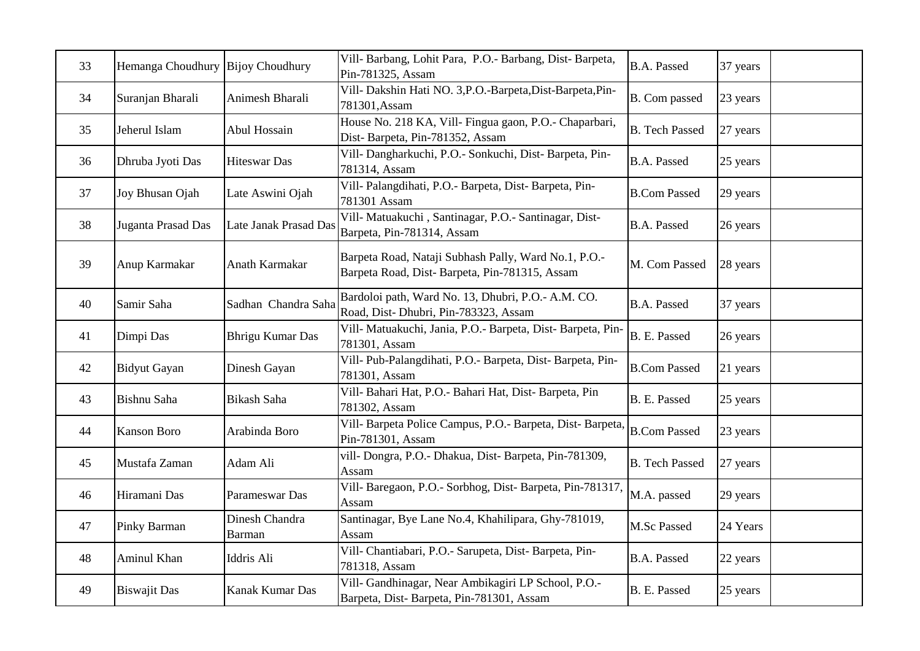| | | | | | | |
|---|---|---|---|---|---|---|
| 33 | Hemanga Choudhury | Bijoy Choudhury | Vill- Barbang, Lohit Para, P.O.- Barbang, Dist- Barpeta, Pin-781325, Assam | B.A. Passed | 37 years | |
| 34 | Suranjan Bharali | Animesh Bharali | Vill- Dakshin Hati NO. 3,P.O.-Barpeta,Dist-Barpeta,Pin-781301,Assam | B. Com passed | 23 years | |
| 35 | Jeherul Islam | Abul Hossain | House No. 218 KA, Vill- Fingua gaon, P.O.- Chaparbari, Dist- Barpeta, Pin-781352, Assam | B. Tech Passed | 27 years | |
| 36 | Dhruba Jyoti Das | Hiteswar Das | Vill- Dangharkuchi, P.O.- Sonkuchi, Dist- Barpeta, Pin-781314, Assam | B.A. Passed | 25 years | |
| 37 | Joy Bhusan Ojah | Late Aswini Ojah | Vill- Palangdihati, P.O.- Barpeta, Dist- Barpeta, Pin-781301 Assam | B.Com Passed | 29 years | |
| 38 | Juganta Prasad Das | Late Janak Prasad Das | Vill- Matuakuchi , Santinagar, P.O.- Santinagar, Dist-Barpeta, Pin-781314, Assam | B.A. Passed | 26 years | |
| 39 | Anup Karmakar | Anath Karmakar | Barpeta Road, Nataji Subhash Pally, Ward No.1, P.O.-Barpeta Road, Dist- Barpeta, Pin-781315, Assam | M. Com Passed | 28 years | |
| 40 | Samir Saha | Sadhan Chandra Saha | Bardoloi path, Ward No. 13, Dhubri, P.O.- A.M. CO. Road, Dist- Dhubri, Pin-783323, Assam | B.A. Passed | 37 years | |
| 41 | Dimpi Das | Bhrigu Kumar Das | Vill- Matuakuchi, Jania, P.O.- Barpeta, Dist- Barpeta, Pin-781301, Assam | B. E. Passed | 26 years | |
| 42 | Bidyut Gayan | Dinesh Gayan | Vill- Pub-Palangdihati, P.O.- Barpeta, Dist- Barpeta, Pin-781301, Assam | B.Com Passed | 21 years | |
| 43 | Bishnu Saha | Bikash Saha | Vill- Bahari Hat, P.O.- Bahari Hat, Dist- Barpeta, Pin 781302, Assam | B. E. Passed | 25 years | |
| 44 | Kanson Boro | Arabinda Boro | Vill- Barpeta Police Campus, P.O.- Barpeta, Dist- Barpeta, Pin-781301, Assam | B.Com Passed | 23 years | |
| 45 | Mustafa Zaman | Adam Ali | vill- Dongra, P.O.- Dhakua, Dist- Barpeta, Pin-781309, Assam | B. Tech Passed | 27 years | |
| 46 | Hiramani Das | Parameswar Das | Vill- Baregaon, P.O.- Sorbhog, Dist- Barpeta, Pin-781317, Assam | M.A. passed | 29 years | |
| 47 | Pinky Barman | Dinesh Chandra Barman | Santinagar, Bye Lane No.4, Khahilipara, Ghy-781019, Assam | M.Sc Passed | 24 Years | |
| 48 | Aminul Khan | Iddris Ali | Vill- Chantiabari, P.O.- Sarupeta, Dist- Barpeta, Pin-781318, Assam | B.A. Passed | 22 years | |
| 49 | Biswajit Das | Kanak Kumar Das | Vill- Gandhinagar, Near Ambikagiri LP School, P.O.-Barpeta, Dist- Barpeta, Pin-781301, Assam | B. E. Passed | 25 years | |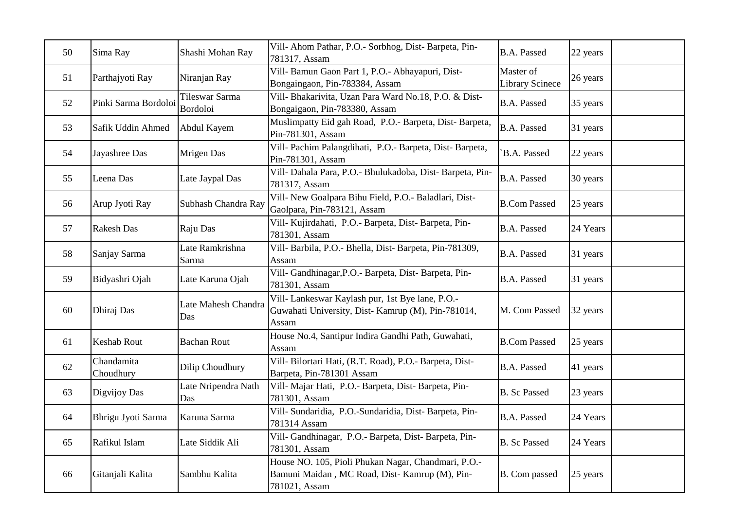| 50 | Sima Ray | Shashi Mohan Ray | Vill- Ahom Pathar, P.O.- Sorbhog, Dist- Barpeta, Pin-781317, Assam | B.A. Passed | 22 years | |
|---|---|---|---|---|---|---|
| 51 | Parthajyoti Ray | Niranjan Ray | Vill- Bamun Gaon Part 1, P.O.- Abhayapuri, Dist-Bongaingaon, Pin-783384, Assam | Master of Library Scinece | 26 years | |
| 52 | Pinki Sarma Bordoloi | Tileswar Sarma Bordoloi | Vill- Bhakarivita, Uzan Para Ward No.18, P.O. & Dist-Bongaigaon, Pin-783380, Assam | B.A. Passed | 35 years | |
| 53 | Safik Uddin Ahmed | Abdul Kayem | Muslimpatty Eid gah Road, P.O.- Barpeta, Dist- Barpeta, Pin-781301, Assam | B.A. Passed | 31 years | |
| 54 | Jayashree Das | Mrigen Das | Vill- Pachim Palangdihati, P.O.- Barpeta, Dist- Barpeta, Pin-781301, Assam | `B.A. Passed | 22 years | |
| 55 | Leena Das | Late Jaypal Das | Vill- Dahala Para, P.O.- Bhulukadoba, Dist- Barpeta, Pin-781317, Assam | B.A. Passed | 30 years | |
| 56 | Arup Jyoti Ray | Subhash Chandra Ray | Vill- New Goalpara Bihu Field, P.O.- Baladlari, Dist-Gaolpara, Pin-783121, Assam | B.Com Passed | 25 years | |
| 57 | Rakesh Das | Raju Das | Vill- Kujirdahati, P.O.- Barpeta, Dist- Barpeta, Pin-781301, Assam | B.A. Passed | 24 Years | |
| 58 | Sanjay Sarma | Late Ramkrishna Sarma | Vill- Barbila, P.O.- Bhella, Dist- Barpeta, Pin-781309, Assam | B.A. Passed | 31 years | |
| 59 | Bidyashri Ojah | Late Karuna Ojah | Vill- Gandhinagar,P.O.- Barpeta, Dist- Barpeta, Pin-781301, Assam | B.A. Passed | 31 years | |
| 60 | Dhiraj Das | Late Mahesh Chandra Das | Vill- Lankeswar Kaylash pur, 1st Bye lane, P.O.- Guwahati University, Dist- Kamrup (M), Pin-781014, Assam | M. Com Passed | 32 years | |
| 61 | Keshab Rout | Bachan Rout | House No.4, Santipur Indira Gandhi Path, Guwahati, Assam | B.Com Passed | 25 years | |
| 62 | Chandamita Choudhury | Dilip Choudhury | Vill- Bilortari Hati, (R.T. Road), P.O.- Barpeta, Dist-Barpeta, Pin-781301 Assam | B.A. Passed | 41 years | |
| 63 | Digvijoy Das | Late Nripendra Nath Das | Vill- Majar Hati, P.O.- Barpeta, Dist- Barpeta, Pin-781301, Assam | B. Sc Passed | 23 years | |
| 64 | Bhrigu Jyoti Sarma | Karuna Sarma | Vill- Sundaridia, P.O.-Sundaridia, Dist- Barpeta, Pin-781314 Assam | B.A. Passed | 24 Years | |
| 65 | Rafikul Islam | Late Siddik Ali | Vill- Gandhinagar, P.O.- Barpeta, Dist- Barpeta, Pin-781301, Assam | B. Sc Passed | 24 Years | |
| 66 | Gitanjali Kalita | Sambhu Kalita | House NO. 105, Pioli Phukan Nagar, Chandmari, P.O.- Bamuni Maidan , MC Road, Dist- Kamrup (M), Pin-781021, Assam | B. Com passed | 25 years | |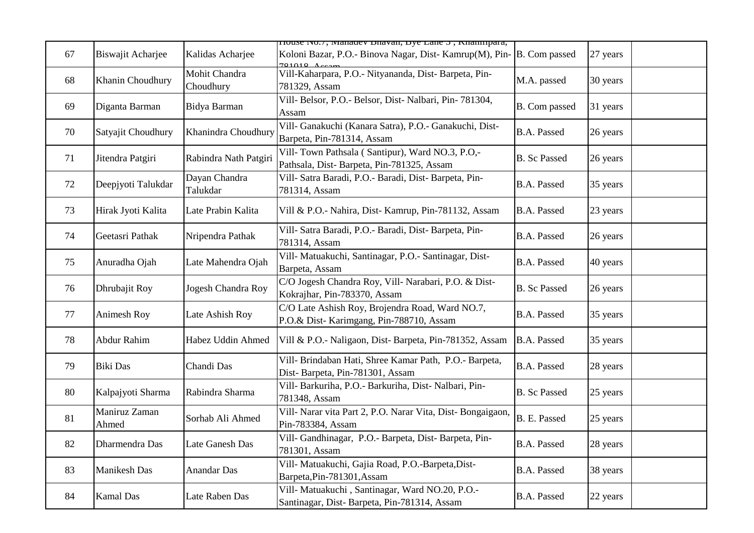| 67 | Biswajit Acharjee | Kalidas Acharjee | House No.7, Mahadev Bhavan, Bye Lane 3, Khanapara, Koloni Bazar, P.O.- Binova Nagar, Dist- Kamrup(M), Pin- 781018, Assam | B. Com passed | 27 years | |
|---|---|---|---|---|---|---|
| 68 | Khanin Choudhury | Mohit Chandra Choudhury | Vill-Kaharpara, P.O.- Nityananda, Dist- Barpeta, Pin- 781329, Assam | M.A. passed | 30 years | |
| 69 | Diganta Barman | Bidya Barman | Vill- Belsor, P.O.- Belsor, Dist- Nalbari, Pin- 781304, Assam | B. Com passed | 31 years | |
| 70 | Satyajit Choudhury | Khanindra Choudhury | Vill- Ganakuchi (Kanara Satra), P.O.- Ganakuchi, Dist- Barpeta, Pin-781314, Assam | B.A. Passed | 26 years | |
| 71 | Jitendra Patgiri | Rabindra Nath Patgiri | Vill- Town Pathsala ( Santipur), Ward NO.3, P.O,- Pathsala, Dist- Barpeta, Pin-781325, Assam | B. Sc Passed | 26 years | |
| 72 | Deepjyoti Talukdar | Dayan Chandra Talukdar | Vill- Satra Baradi, P.O.- Baradi, Dist- Barpeta, Pin- 781314, Assam | B.A. Passed | 35 years | |
| 73 | Hirak Jyoti Kalita | Late Prabin Kalita | Vill & P.O.- Nahira, Dist- Kamrup, Pin-781132, Assam | B.A. Passed | 23 years | |
| 74 | Geetasri Pathak | Nripendra Pathak | Vill- Satra Baradi, P.O.- Baradi, Dist- Barpeta, Pin- 781314, Assam | B.A. Passed | 26 years | |
| 75 | Anuradha Ojah | Late Mahendra Ojah | Vill- Matuakuchi, Santinagar, P.O.- Santinagar, Dist- Barpeta, Assam | B.A. Passed | 40 years | |
| 76 | Dhrubajit Roy | Jogesh Chandra Roy | C/O Jogesh Chandra Roy, Vill- Narabari, P.O. & Dist- Kokrajhar, Pin-783370, Assam | B. Sc Passed | 26 years | |
| 77 | Animesh Roy | Late Ashish Roy | C/O Late Ashish Roy, Brojendra Road, Ward NO.7, P.O.& Dist- Karimgang, Pin-788710, Assam | B.A. Passed | 35 years | |
| 78 | Abdur Rahim | Habez Uddin Ahmed | Vill & P.O.- Naligaon, Dist- Barpeta, Pin-781352, Assam | B.A. Passed | 35 years | |
| 79 | Biki Das | Chandi Das | Vill- Brindaban Hati, Shree Kamar Path, P.O.- Barpeta, Dist- Barpeta, Pin-781301, Assam | B.A. Passed | 28 years | |
| 80 | Kalpajyoti Sharma | Rabindra Sharma | Vill- Barkuriha, P.O.- Barkuriha, Dist- Nalbari, Pin- 781348, Assam | B. Sc Passed | 25 years | |
| 81 | Maniruz Zaman Ahmed | Sorhab Ali Ahmed | Vill- Narar vita Part 2, P.O. Narar Vita, Dist- Bongaigaon, Pin-783384, Assam | B. E. Passed | 25 years | |
| 82 | Dharmendra Das | Late Ganesh Das | Vill- Gandhinagar, P.O.- Barpeta, Dist- Barpeta, Pin- 781301, Assam | B.A. Passed | 28 years | |
| 83 | Manikesh Das | Anandar Das | Vill- Matuakuchi, Gajia Road, P.O.-Barpeta,Dist- Barpeta,Pin-781301,Assam | B.A. Passed | 38 years | |
| 84 | Kamal Das | Late Raben Das | Vill- Matuakuchi , Santinagar, Ward NO.20, P.O.- Santinagar, Dist- Barpeta, Pin-781314, Assam | B.A. Passed | 22 years | |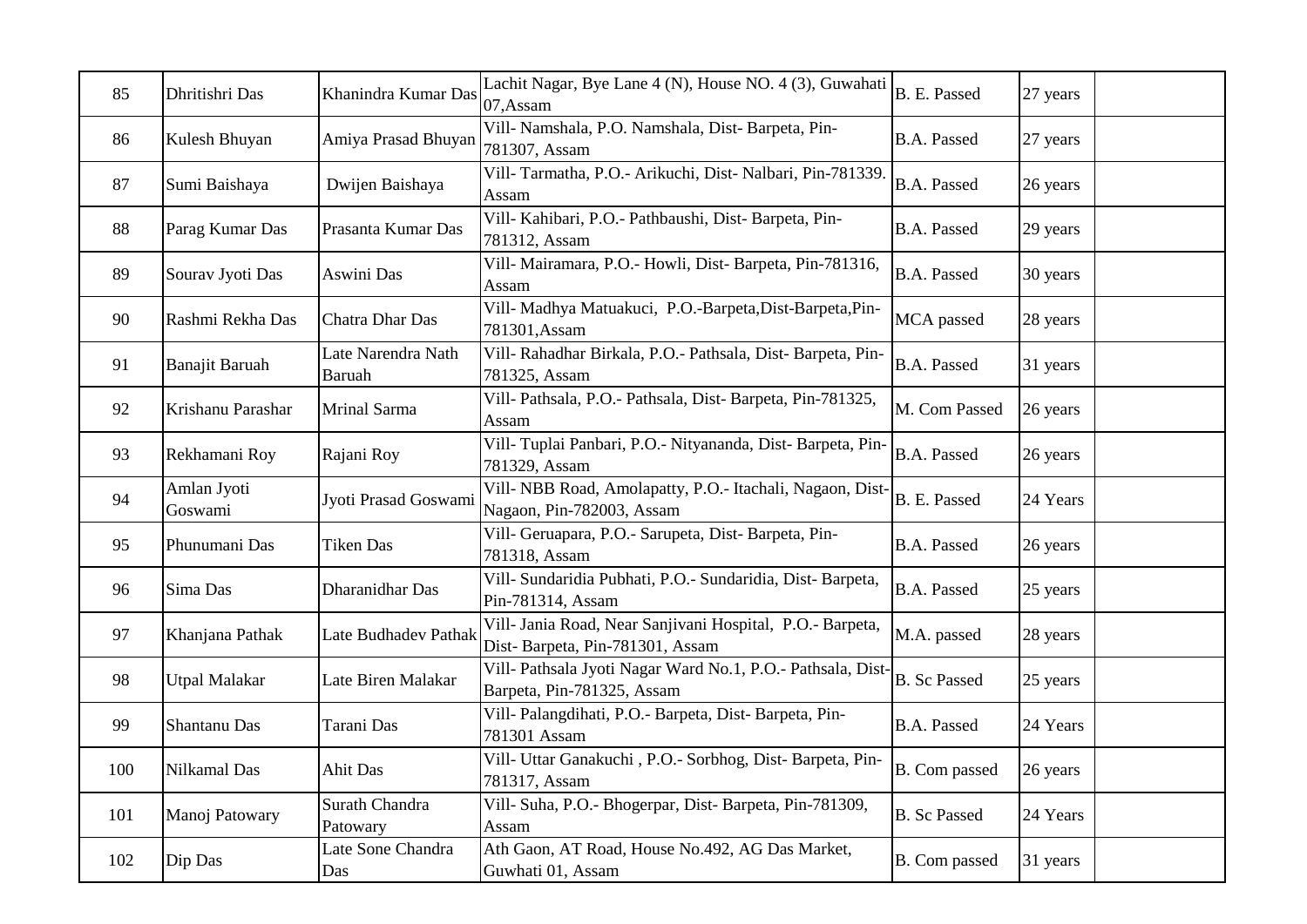| 85 | Dhritishri Das | Khanindra Kumar Das | Lachit Nagar, Bye Lane 4 (N), House NO. 4 (3), Guwahati 07,Assam | B. E. Passed | 27 years | |
|---|---|---|---|---|---|---|
| 86 | Kulesh Bhuyan | Amiya Prasad Bhuyan | Vill- Namshala, P.O. Namshala, Dist- Barpeta, Pin-781307, Assam | B.A. Passed | 27 years | |
| 87 | Sumi Baishaya | Dwijen Baishaya | Vill- Tarmatha, P.O.- Arikuchi, Dist- Nalbari, Pin-781339. Assam | B.A. Passed | 26 years | |
| 88 | Parag Kumar Das | Prasanta Kumar Das | Vill- Kahibari, P.O.- Pathbaushi, Dist- Barpeta, Pin-781312, Assam | B.A. Passed | 29 years | |
| 89 | Sourav Jyoti Das | Aswini Das | Vill- Mairamara, P.O.- Howli, Dist- Barpeta, Pin-781316, Assam | B.A. Passed | 30 years | |
| 90 | Rashmi Rekha Das | Chatra Dhar Das | Vill- Madhya Matuakuci, P.O.-Barpeta,Dist-Barpeta,Pin-781301,Assam | MCA passed | 28 years | |
| 91 | Banajit Baruah | Late Narendra Nath Baruah | Vill- Rahadhar Birkala, P.O.- Pathsala, Dist- Barpeta, Pin-781325, Assam | B.A. Passed | 31 years | |
| 92 | Krishanu Parashar | Mrinal Sarma | Vill- Pathsala, P.O.- Pathsala, Dist- Barpeta, Pin-781325, Assam | M. Com Passed | 26 years | |
| 93 | Rekhamani Roy | Rajani Roy | Vill- Tuplai Panbari, P.O.- Nityananda, Dist- Barpeta, Pin-781329, Assam | B.A. Passed | 26 years | |
| 94 | Amlan Jyoti Goswami | Jyoti Prasad Goswami | Vill- NBB Road, Amolapatty, P.O.- Itachali, Nagaon, Dist-Nagaon, Pin-782003, Assam | B. E. Passed | 24 Years | |
| 95 | Phunumani Das | Tiken Das | Vill- Geruapara, P.O.- Sarupeta, Dist- Barpeta, Pin-781318, Assam | B.A. Passed | 26 years | |
| 96 | Sima Das | Dharanidhar Das | Vill- Sundaridia Pubhati, P.O.- Sundaridia, Dist- Barpeta, Pin-781314, Assam | B.A. Passed | 25 years | |
| 97 | Khanjana Pathak | Late Budhadev Pathak | Vill- Jania Road, Near Sanjivani Hospital, P.O.- Barpeta, Dist- Barpeta, Pin-781301, Assam | M.A. passed | 28 years | |
| 98 | Utpal Malakar | Late Biren Malakar | Vill- Pathsala Jyoti Nagar Ward No.1, P.O.- Pathsala, Dist-Barpeta, Pin-781325, Assam | B. Sc Passed | 25 years | |
| 99 | Shantanu Das | Tarani Das | Vill- Palangdihati, P.O.- Barpeta, Dist- Barpeta, Pin-781301 Assam | B.A. Passed | 24 Years | |
| 100 | Nilkamal Das | Ahit Das | Vill- Uttar Ganakuchi , P.O.- Sorbhog, Dist- Barpeta, Pin-781317, Assam | B. Com passed | 26 years | |
| 101 | Manoj Patowary | Surath Chandra Patowary | Vill- Suha, P.O.- Bhogerpar, Dist- Barpeta, Pin-781309, Assam | B. Sc Passed | 24 Years | |
| 102 | Dip Das | Late Sone Chandra Das | Ath Gaon, AT Road, House No.492, AG Das Market, Guwhati 01, Assam | B. Com passed | 31 years | |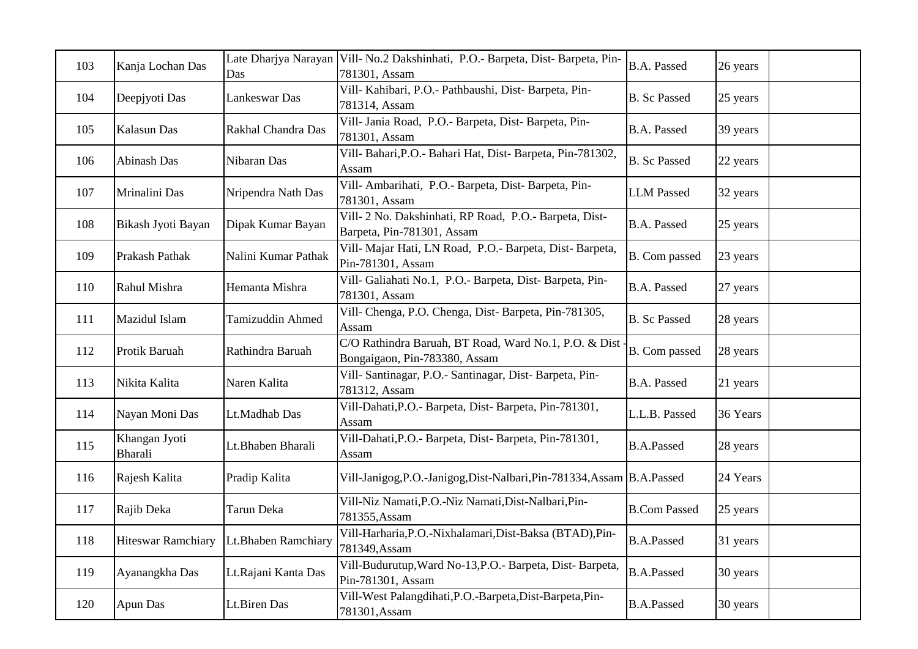| 103 | Kanja Lochan Das | Late Dharjya Narayan Das | Vill- No.2 Dakshinhati, P.O.- Barpeta, Dist- Barpeta, Pin-781301, Assam | B.A. Passed | 26 years | |
|---|---|---|---|---|---|---|
| 104 | Deepjyoti Das | Lankeswar Das | Vill- Kahibari, P.O.- Pathbaushi, Dist- Barpeta, Pin-781314, Assam | B. Sc Passed | 25 years | |
| 105 | Kalasun Das | Rakhal Chandra Das | Vill- Jania Road, P.O.- Barpeta, Dist- Barpeta, Pin-781301, Assam | B.A. Passed | 39 years | |
| 106 | Abinash Das | Nibaran Das | Vill- Bahari,P.O.- Bahari Hat, Dist- Barpeta, Pin-781302, Assam | B. Sc Passed | 22 years | |
| 107 | Mrinalini Das | Nripendra Nath Das | Vill- Ambarihati, P.O.- Barpeta, Dist- Barpeta, Pin-781301, Assam | LLM Passed | 32 years | |
| 108 | Bikash Jyoti Bayan | Dipak Kumar Bayan | Vill- 2 No. Dakshinhati, RP Road, P.O.- Barpeta, Dist-Barpeta, Pin-781301, Assam | B.A. Passed | 25 years | |
| 109 | Prakash Pathak | Nalini Kumar Pathak | Vill- Majar Hati, LN Road, P.O.- Barpeta, Dist- Barpeta, Pin-781301, Assam | B. Com passed | 23 years | |
| 110 | Rahul Mishra | Hemanta Mishra | Vill- Galiahati No.1, P.O.- Barpeta, Dist- Barpeta, Pin-781301, Assam | B.A. Passed | 27 years | |
| 111 | Mazidul Islam | Tamizuddin Ahmed | Vill- Chenga, P.O. Chenga, Dist- Barpeta, Pin-781305, Assam | B. Sc Passed | 28 years | |
| 112 | Protik Baruah | Rathindra Baruah | C/O Rathindra Baruah, BT Road, Ward No.1, P.O. & Dist - Bongaigaon, Pin-783380, Assam | B. Com passed | 28 years | |
| 113 | Nikita Kalita | Naren Kalita | Vill- Santinagar, P.O.- Santinagar, Dist- Barpeta, Pin-781312, Assam | B.A. Passed | 21 years | |
| 114 | Nayan Moni Das | Lt.Madhab Das | Vill-Dahati,P.O.- Barpeta, Dist- Barpeta, Pin-781301, Assam | L.L.B. Passed | 36 Years | |
| 115 | Khangan Jyoti Bharali | Lt.Bhaben Bharali | Vill-Dahati,P.O.- Barpeta, Dist- Barpeta, Pin-781301, Assam | B.A.Passed | 28 years | |
| 116 | Rajesh Kalita | Pradip Kalita | Vill-Janigog,P.O.-Janigog,Dist-Nalbari,Pin-781334,Assam | B.A.Passed | 24 Years | |
| 117 | Rajib Deka | Tarun Deka | Vill-Niz Namati,P.O.-Niz Namati,Dist-Nalbari,Pin-781355,Assam | B.Com Passed | 25 years | |
| 118 | Hiteswar Ramchiary | Lt.Bhaben Ramchiary | Vill-Harharia,P.O.-Nixhalamari,Dist-Baksa (BTAD),Pin-781349,Assam | B.A.Passed | 31 years | |
| 119 | Ayanangkha Das | Lt.Rajani Kanta Das | Vill-Budurutup,Ward No-13,P.O.- Barpeta, Dist- Barpeta, Pin-781301, Assam | B.A.Passed | 30 years | |
| 120 | Apun Das | Lt.Biren Das | Vill-West Palangdihati,P.O.-Barpeta,Dist-Barpeta,Pin-781301,Assam | B.A.Passed | 30 years | |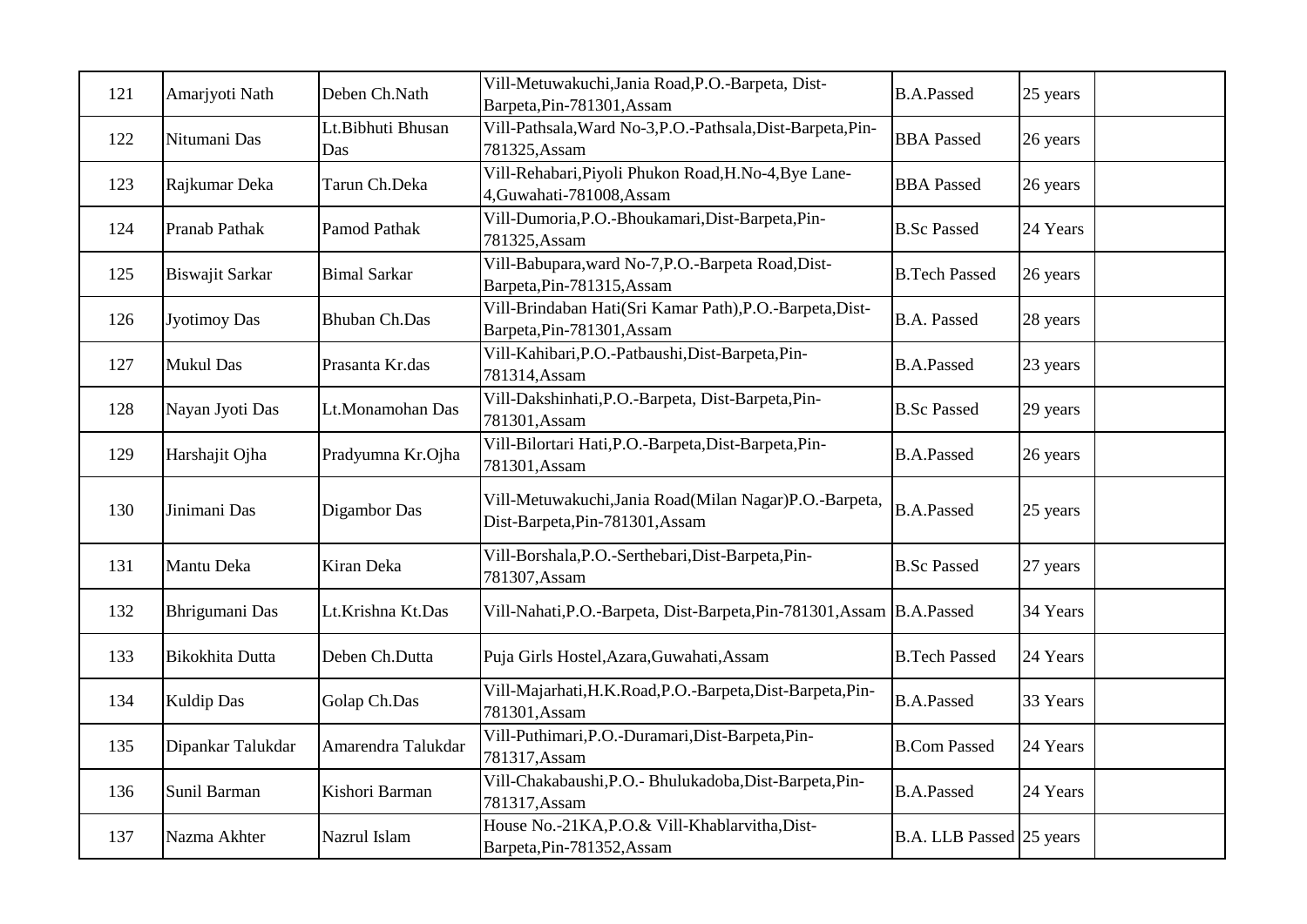| | | | | | | |
|---|---|---|---|---|---|---|
| 121 | Amarjyoti Nath | Deben Ch.Nath | Vill-Metuwakuchi,Jania Road,P.O.-Barpeta, Dist-Barpeta,Pin-781301,Assam | B.A.Passed | 25 years | |
| 122 | Nitumani Das | Lt.Bibhuti Bhusan Das | Vill-Pathsala,Ward No-3,P.O.-Pathsala,Dist-Barpeta,Pin-781325,Assam | BBA Passed | 26 years | |
| 123 | Rajkumar Deka | Tarun Ch.Deka | Vill-Rehabari,Piyoli Phukon Road,H.No-4,Bye Lane-4,Guwahati-781008,Assam | BBA Passed | 26 years | |
| 124 | Pranab Pathak | Pamod Pathak | Vill-Dumoria,P.O.-Bhoukamari,Dist-Barpeta,Pin-781325,Assam | B.Sc Passed | 24 Years | |
| 125 | Biswajit Sarkar | Bimal Sarkar | Vill-Babupara,ward No-7,P.O.-Barpeta Road,Dist-Barpeta,Pin-781315,Assam | B.Tech Passed | 26 years | |
| 126 | Jyotimoy Das | Bhuban Ch.Das | Vill-Brindaban Hati(Sri Kamar Path),P.O.-Barpeta,Dist-Barpeta,Pin-781301,Assam | B.A. Passed | 28 years | |
| 127 | Mukul Das | Prasanta Kr.das | Vill-Kahibari,P.O.-Patbaushi,Dist-Barpeta,Pin-781314,Assam | B.A.Passed | 23 years | |
| 128 | Nayan Jyoti Das | Lt.Monamohan Das | Vill-Dakshinhati,P.O.-Barpeta, Dist-Barpeta,Pin-781301,Assam | B.Sc Passed | 29 years | |
| 129 | Harshajit Ojha | Pradyumna Kr.Ojha | Vill-Bilortari Hati,P.O.-Barpeta,Dist-Barpeta,Pin-781301,Assam | B.A.Passed | 26 years | |
| 130 | Jinimani Das | Digambor Das | Vill-Metuwakuchi,Jania Road(Milan Nagar)P.O.-Barpeta, Dist-Barpeta,Pin-781301,Assam | B.A.Passed | 25 years | |
| 131 | Mantu Deka | Kiran Deka | Vill-Borshala,P.O.-Serthebari,Dist-Barpeta,Pin-781307,Assam | B.Sc Passed | 27 years | |
| 132 | Bhrigumani Das | Lt.Krishna Kt.Das | Vill-Nahati,P.O.-Barpeta, Dist-Barpeta,Pin-781301,Assam | B.A.Passed | 34 Years | |
| 133 | Bikokhita Dutta | Deben Ch.Dutta | Puja Girls Hostel,Azara,Guwahati,Assam | B.Tech Passed | 24 Years | |
| 134 | Kuldip Das | Golap Ch.Das | Vill-Majarhati,H.K.Road,P.O.-Barpeta,Dist-Barpeta,Pin-781301,Assam | B.A.Passed | 33 Years | |
| 135 | Dipankar Talukdar | Amarendra Talukdar | Vill-Puthimari,P.O.-Duramari,Dist-Barpeta,Pin-781317,Assam | B.Com Passed | 24 Years | |
| 136 | Sunil Barman | Kishori Barman | Vill-Chakabaushi,P.O.- Bhulukadoba,Dist-Barpeta,Pin-781317,Assam | B.A.Passed | 24 Years | |
| 137 | Nazma Akhter | Nazrul Islam | House No.-21KA,P.O.& Vill-Khablarvitha,Dist-Barpeta,Pin-781352,Assam | B.A. LLB Passed | 25 years | |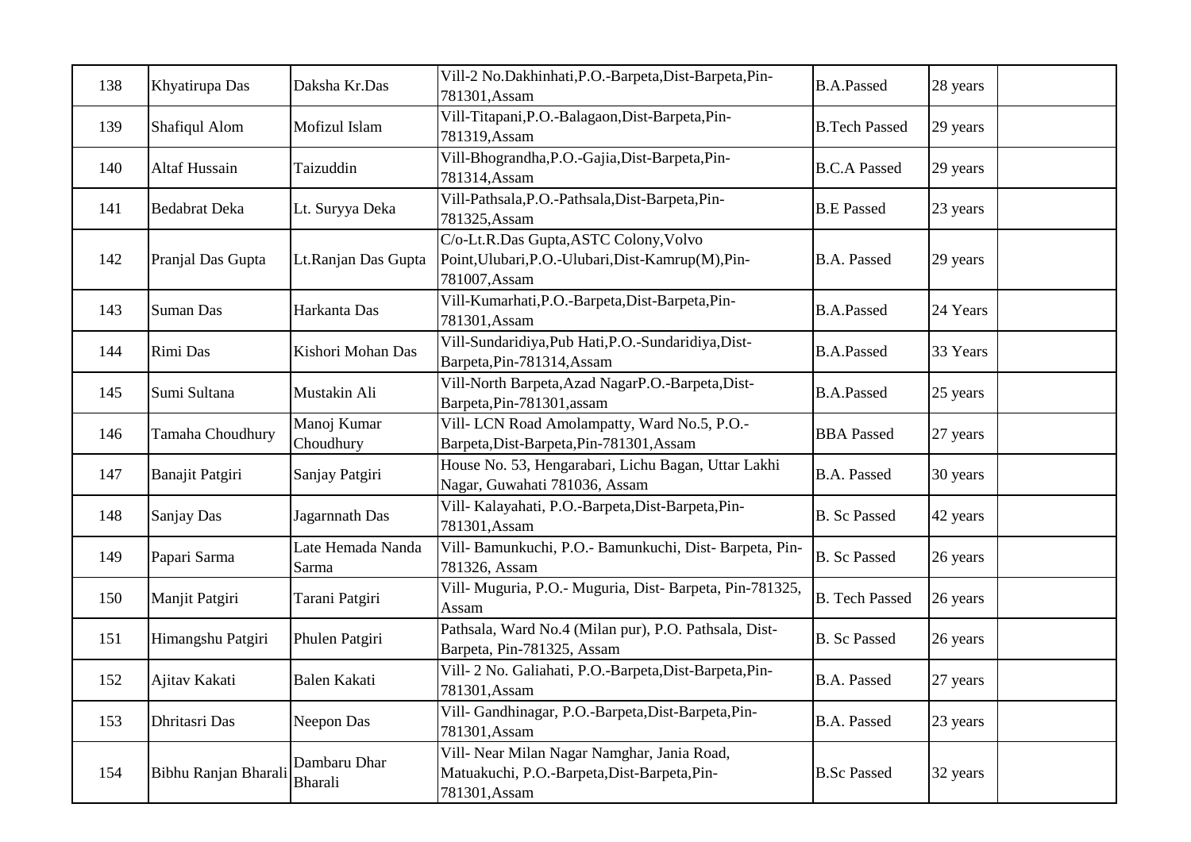| 138 | Khyatirupa Das | Daksha Kr.Das | Vill-2 No.Dakhinhati,P.O.-Barpeta,Dist-Barpeta,Pin-781301,Assam | B.A.Passed | 28 years | |
|---|---|---|---|---|---|---|
| 139 | Shafiqul Alom | Mofizul Islam | Vill-Titapani,P.O.-Balagaon,Dist-Barpeta,Pin-781319,Assam | B.Tech Passed | 29 years | |
| 140 | Altaf Hussain | Taizuddin | Vill-Bhograndha,P.O.-Gajia,Dist-Barpeta,Pin-781314,Assam | B.C.A Passed | 29 years | |
| 141 | Bedabrat Deka | Lt. Suryya Deka | Vill-Pathsala,P.O.-Pathsala,Dist-Barpeta,Pin-781325,Assam | B.E Passed | 23 years | |
| 142 | Pranjal Das Gupta | Lt.Ranjan Das Gupta | C/o-Lt.R.Das Gupta,ASTC Colony,Volvo Point,Ulubari,P.O.-Ulubari,Dist-Kamrup(M),Pin-781007,Assam | B.A. Passed | 29 years | |
| 143 | Suman Das | Harkanta Das | Vill-Kumarhati,P.O.-Barpeta,Dist-Barpeta,Pin-781301,Assam | B.A.Passed | 24 Years | |
| 144 | Rimi Das | Kishori Mohan Das | Vill-Sundaridiya,Pub Hati,P.O.-Sundaridiya,Dist-Barpeta,Pin-781314,Assam | B.A.Passed | 33 Years | |
| 145 | Sumi Sultana | Mustakin Ali | Vill-North Barpeta,Azad NagarP.O.-Barpeta,Dist-Barpeta,Pin-781301,assam | B.A.Passed | 25 years | |
| 146 | Tamaha Choudhury | Manoj Kumar Choudhury | Vill- LCN Road Amolampatty, Ward No.5, P.O.-Barpeta,Dist-Barpeta,Pin-781301,Assam | BBA Passed | 27 years | |
| 147 | Banajit Patgiri | Sanjay Patgiri | House No. 53, Hengarabari, Lichu Bagan, Uttar Lakhi Nagar, Guwahati 781036, Assam | B.A. Passed | 30 years | |
| 148 | Sanjay Das | Jagarnnath Das | Vill- Kalayahati, P.O.-Barpeta,Dist-Barpeta,Pin-781301,Assam | B. Sc Passed | 42 years | |
| 149 | Papari Sarma | Late Hemada Nanda Sarma | Vill- Bamunkuchi, P.O.- Bamunkuchi, Dist- Barpeta, Pin-781326, Assam | B. Sc Passed | 26 years | |
| 150 | Manjit Patgiri | Tarani Patgiri | Vill- Muguria, P.O.- Muguria, Dist- Barpeta, Pin-781325, Assam | B. Tech Passed | 26 years | |
| 151 | Himangshu Patgiri | Phulen Patgiri | Pathsala, Ward No.4 (Milan pur), P.O. Pathsala, Dist-Barpeta, Pin-781325, Assam | B. Sc Passed | 26 years | |
| 152 | Ajitav Kakati | Balen Kakati | Vill- 2 No. Galiahati, P.O.-Barpeta,Dist-Barpeta,Pin-781301,Assam | B.A. Passed | 27 years | |
| 153 | Dhritasri Das | Neepon Das | Vill- Gandhinagar, P.O.-Barpeta,Dist-Barpeta,Pin-781301,Assam | B.A. Passed | 23 years | |
| 154 | Bibhu Ranjan Bharali | Dambaru Dhar Bharali | Vill- Near Milan Nagar Namghar, Jania Road, Matuakuchi, P.O.-Barpeta,Dist-Barpeta,Pin-781301,Assam | B.Sc Passed | 32 years | |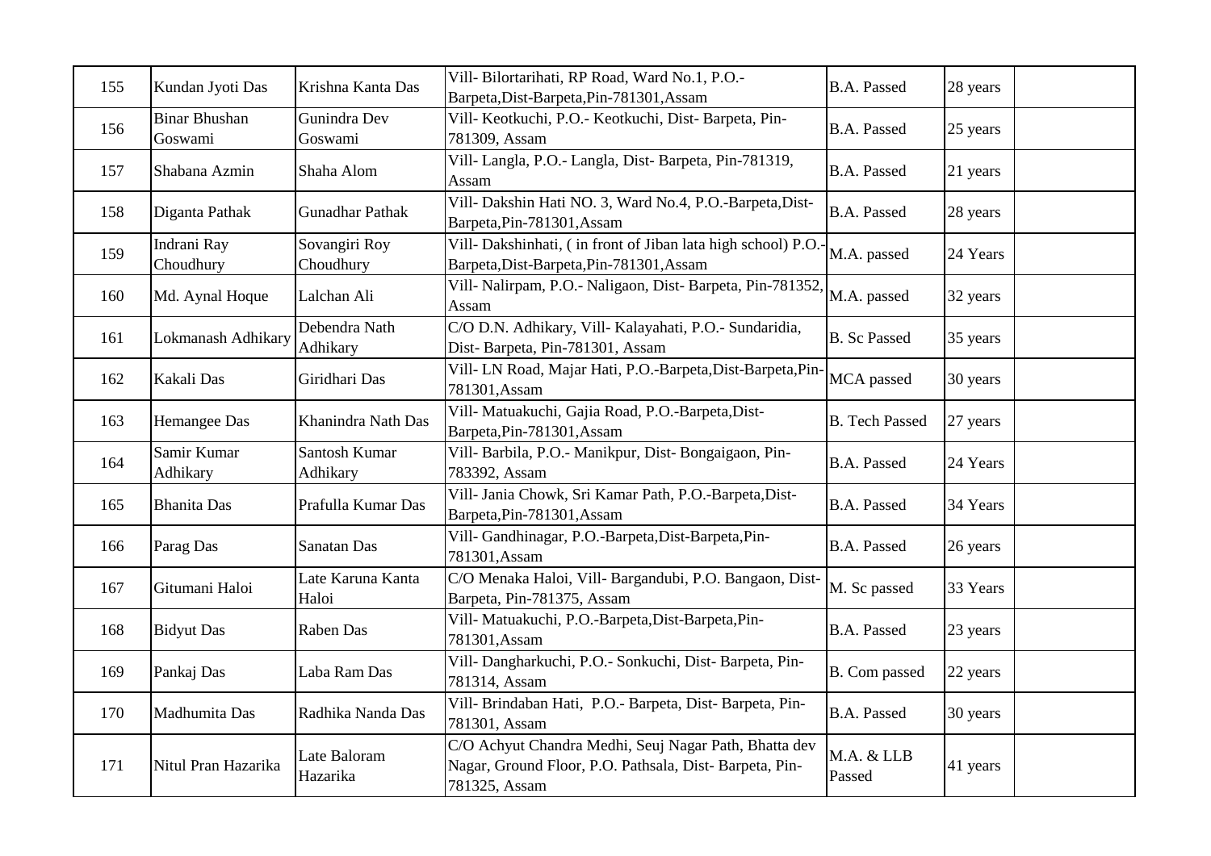| 155 | Kundan Jyoti Das | Krishna Kanta Das | Vill- Bilortarihati, RP Road, Ward No.1, P.O.-Barpeta,Dist-Barpeta,Pin-781301,Assam | B.A. Passed | 28 years | |
|---|---|---|---|---|---|---|
| 156 | Binar Bhushan Goswami | Gunindra Dev Goswami | Vill- Keotkuchi, P.O.- Keotkuchi, Dist- Barpeta, Pin-781309, Assam | B.A. Passed | 25 years | |
| 157 | Shabana Azmin | Shaha Alom | Vill- Langla, P.O.- Langla, Dist- Barpeta, Pin-781319, Assam | B.A. Passed | 21 years | |
| 158 | Diganta Pathak | Gunadhar Pathak | Vill- Dakshin Hati NO. 3, Ward No.4, P.O.-Barpeta,Dist-Barpeta,Pin-781301,Assam | B.A. Passed | 28 years | |
| 159 | Indrani Ray Choudhury | Sovangiri Roy Choudhury | Vill- Dakshinhati, ( in front of Jiban lata high school) P.O.-Barpeta,Dist-Barpeta,Pin-781301,Assam | M.A. passed | 24 Years | |
| 160 | Md. Aynal Hoque | Lalchan Ali | Vill- Nalirpam, P.O.- Naligaon, Dist- Barpeta, Pin-781352, Assam | M.A. passed | 32 years | |
| 161 | Lokmanash Adhikary | Debendra Nath Adhikary | C/O D.N. Adhikary, Vill- Kalayahati, P.O.- Sundaridia, Dist- Barpeta, Pin-781301, Assam | B. Sc Passed | 35 years | |
| 162 | Kakali Das | Giridhari Das | Vill- LN Road, Majar Hati, P.O.-Barpeta,Dist-Barpeta,Pin-781301,Assam | MCA passed | 30 years | |
| 163 | Hemangee Das | Khanindra Nath Das | Vill- Matuakuchi, Gajia Road, P.O.-Barpeta,Dist-Barpeta,Pin-781301,Assam | B. Tech Passed | 27 years | |
| 164 | Samir Kumar Adhikary | Santosh Kumar Adhikary | Vill- Barbila, P.O.- Manikpur, Dist- Bongaigaon, Pin-783392, Assam | B.A. Passed | 24 Years | |
| 165 | Bhanita Das | Prafulla Kumar Das | Vill- Jania Chowk, Sri Kamar Path, P.O.-Barpeta,Dist-Barpeta,Pin-781301,Assam | B.A. Passed | 34 Years | |
| 166 | Parag Das | Sanatan Das | Vill- Gandhinagar, P.O.-Barpeta,Dist-Barpeta,Pin-781301,Assam | B.A. Passed | 26 years | |
| 167 | Gitumani Haloi | Late Karuna Kanta Haloi | C/O Menaka Haloi, Vill- Bargandubi, P.O. Bangaon, Dist-Barpeta, Pin-781375, Assam | M. Sc passed | 33 Years | |
| 168 | Bidyut Das | Raben Das | Vill- Matuakuchi, P.O.-Barpeta,Dist-Barpeta,Pin-781301,Assam | B.A. Passed | 23 years | |
| 169 | Pankaj Das | Laba Ram Das | Vill- Dangharkuchi, P.O.- Sonkuchi, Dist- Barpeta, Pin-781314, Assam | B. Com passed | 22 years | |
| 170 | Madhumita Das | Radhika Nanda Das | Vill- Brindaban Hati, P.O.- Barpeta, Dist- Barpeta, Pin-781301, Assam | B.A. Passed | 30 years | |
| 171 | Nitul Pran Hazarika | Late Baloram Hazarika | C/O Achyut Chandra Medhi, Seuj Nagar Path, Bhatta dev Nagar, Ground Floor, P.O. Pathsala, Dist- Barpeta, Pin-781325, Assam | M.A. & LLB Passed | 41 years | |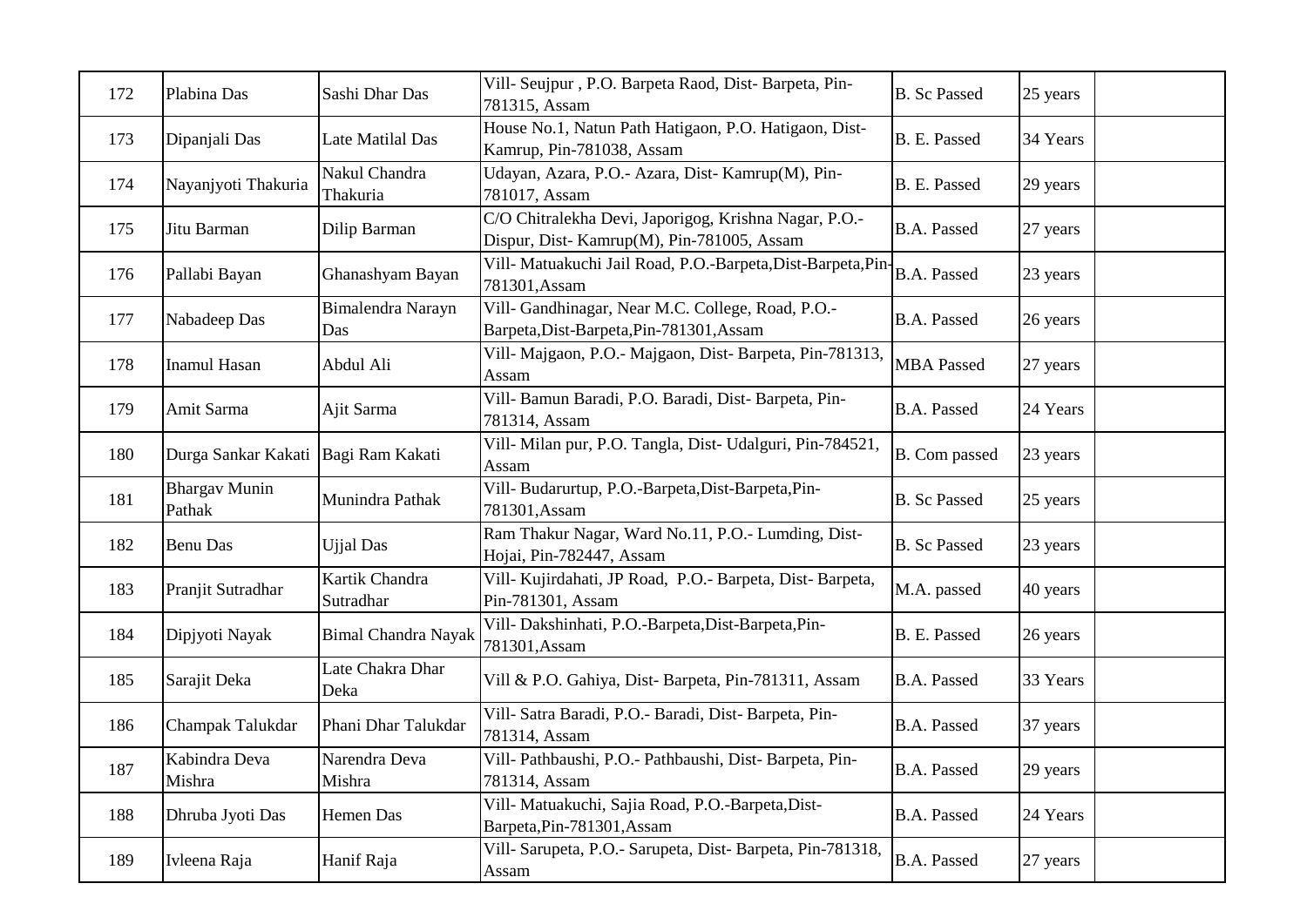| | | | | | | |
|---|---|---|---|---|---|---|
| 172 | Plabina Das | Sashi Dhar Das | Vill- Seujpur , P.O. Barpeta Raod, Dist- Barpeta, Pin-781315, Assam | B. Sc Passed | 25 years | |
| 173 | Dipanjali Das | Late Matilal Das | House No.1, Natun Path Hatigaon, P.O. Hatigaon, Dist-Kamrup, Pin-781038, Assam | B. E. Passed | 34 Years | |
| 174 | Nayanjyoti Thakuria | Nakul Chandra Thakuria | Udayan, Azara, P.O.- Azara, Dist- Kamrup(M), Pin-781017, Assam | B. E. Passed | 29 years | |
| 175 | Jitu Barman | Dilip Barman | C/O Chitralekha Devi, Japorigog, Krishna Nagar, P.O.-Dispur, Dist- Kamrup(M), Pin-781005, Assam | B.A. Passed | 27 years | |
| 176 | Pallabi Bayan | Ghanashyam Bayan | Vill- Matuakuchi Jail Road, P.O.-Barpeta,Dist-Barpeta,Pin-781301,Assam | B.A. Passed | 23 years | |
| 177 | Nabadeep Das | Bimalendra Narayn Das | Vill- Gandhinagar, Near M.C. College, Road, P.O.-Barpeta,Dist-Barpeta,Pin-781301,Assam | B.A. Passed | 26 years | |
| 178 | Inamul Hasan | Abdul Ali | Vill- Majgaon, P.O.- Majgaon, Dist- Barpeta, Pin-781313, Assam | MBA Passed | 27 years | |
| 179 | Amit Sarma | Ajit Sarma | Vill- Bamun Baradi, P.O. Baradi, Dist- Barpeta, Pin-781314, Assam | B.A. Passed | 24 Years | |
| 180 | Durga Sankar Kakati | Bagi Ram Kakati | Vill- Milan pur, P.O. Tangla, Dist- Udalguri, Pin-784521, Assam | B. Com passed | 23 years | |
| 181 | Bhargav Munin Pathak | Munindra Pathak | Vill- Budarurtup, P.O.-Barpeta,Dist-Barpeta,Pin-781301,Assam | B. Sc Passed | 25 years | |
| 182 | Benu Das | Ujjal Das | Ram Thakur Nagar, Ward No.11, P.O.- Lumding, Dist-Hojai, Pin-782447, Assam | B. Sc Passed | 23 years | |
| 183 | Pranjit Sutradhar | Kartik Chandra Sutradhar | Vill- Kujirdahati, JP Road, P.O.- Barpeta, Dist- Barpeta, Pin-781301, Assam | M.A. passed | 40 years | |
| 184 | Dipjyoti Nayak | Bimal Chandra Nayak | Vill- Dakshinhati, P.O.-Barpeta,Dist-Barpeta,Pin-781301,Assam | B. E. Passed | 26 years | |
| 185 | Sarajit Deka | Late Chakra Dhar Deka | Vill & P.O. Gahiya, Dist- Barpeta, Pin-781311, Assam | B.A. Passed | 33 Years | |
| 186 | Champak Talukdar | Phani Dhar Talukdar | Vill- Satra Baradi, P.O.- Baradi, Dist- Barpeta, Pin-781314, Assam | B.A. Passed | 37 years | |
| 187 | Kabindra Deva Mishra | Narendra Deva Mishra | Vill- Pathbaushi, P.O.- Pathbaushi, Dist- Barpeta, Pin-781314, Assam | B.A. Passed | 29 years | |
| 188 | Dhruba Jyoti Das | Hemen Das | Vill- Matuakuchi, Sajia Road, P.O.-Barpeta,Dist-Barpeta,Pin-781301,Assam | B.A. Passed | 24 Years | |
| 189 | Ivleena Raja | Hanif Raja | Vill- Sarupeta, P.O.- Sarupeta, Dist- Barpeta, Pin-781318, Assam | B.A. Passed | 27 years | |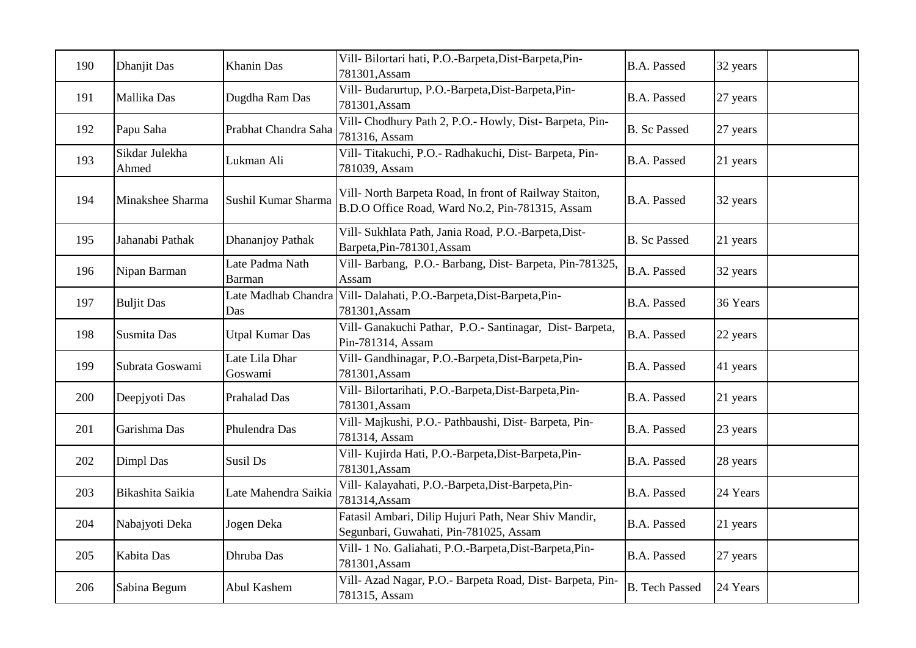| 190 | Dhanjit Das | Khanin Das | Vill- Bilortari hati, P.O.-Barpeta,Dist-Barpeta,Pin-781301,Assam | B.A. Passed | 32 years | |
|---|---|---|---|---|---|---|
| 191 | Mallika Das | Dugdha Ram Das | Vill- Budarurtup, P.O.-Barpeta,Dist-Barpeta,Pin-781301,Assam | B.A. Passed | 27 years | |
| 192 | Papu Saha | Prabhat Chandra Saha | Vill- Chodhury Path 2, P.O.- Howly, Dist- Barpeta, Pin-781316, Assam | B. Sc Passed | 27 years | |
| 193 | Sikdar Julekha Ahmed | Lukman Ali | Vill- Titakuchi, P.O.- Radhakuchi, Dist- Barpeta, Pin-781039, Assam | B.A. Passed | 21 years | |
| 194 | Minakshee Sharma | Sushil Kumar Sharma | Vill- North Barpeta Road, In front of Railway Staiton, B.D.O Office Road, Ward No.2, Pin-781315, Assam | B.A. Passed | 32 years | |
| 195 | Jahanabi Pathak | Dhananjoy Pathak | Vill- Sukhlata Path, Jania Road, P.O.-Barpeta,Dist-Barpeta,Pin-781301,Assam | B. Sc Passed | 21 years | |
| 196 | Nipan Barman | Late Padma Nath Barman | Vill- Barbang, P.O.- Barbang, Dist- Barpeta, Pin-781325, Assam | B.A. Passed | 32 years | |
| 197 | Buljit Das | Late Madhab Chandra Das | Vill- Dalahati, P.O.-Barpeta,Dist-Barpeta,Pin-781301,Assam | B.A. Passed | 36 Years | |
| 198 | Susmita Das | Utpal Kumar Das | Vill- Ganakuchi Pathar, P.O.- Santinagar, Dist- Barpeta, Pin-781314, Assam | B.A. Passed | 22 years | |
| 199 | Subrata Goswami | Late Lila Dhar Goswami | Vill- Gandhinagar, P.O.-Barpeta,Dist-Barpeta,Pin-781301,Assam | B.A. Passed | 41 years | |
| 200 | Deepjyoti Das | Prahalad Das | Vill- Bilortarihati, P.O.-Barpeta,Dist-Barpeta,Pin-781301,Assam | B.A. Passed | 21 years | |
| 201 | Garishma Das | Phulendra Das | Vill- Majkushi, P.O.- Pathbaushi, Dist- Barpeta, Pin-781314, Assam | B.A. Passed | 23 years | |
| 202 | Dimpl Das | Susil Ds | Vill- Kujirda Hati, P.O.-Barpeta,Dist-Barpeta,Pin-781301,Assam | B.A. Passed | 28 years | |
| 203 | Bikashita Saikia | Late Mahendra Saikia | Vill- Kalayahati, P.O.-Barpeta,Dist-Barpeta,Pin-781314,Assam | B.A. Passed | 24 Years | |
| 204 | Nabajyoti Deka | Jogen Deka | Fatasil Ambari, Dilip Hujuri Path, Near Shiv Mandir, Segunbari, Guwahati, Pin-781025, Assam | B.A. Passed | 21 years | |
| 205 | Kabita Das | Dhruba Das | Vill- 1 No. Galiahati, P.O.-Barpeta,Dist-Barpeta,Pin-781301,Assam | B.A. Passed | 27 years | |
| 206 | Sabina Begum | Abul Kashem | Vill- Azad Nagar, P.O.- Barpeta Road, Dist- Barpeta, Pin-781315, Assam | B. Tech Passed | 24 Years | |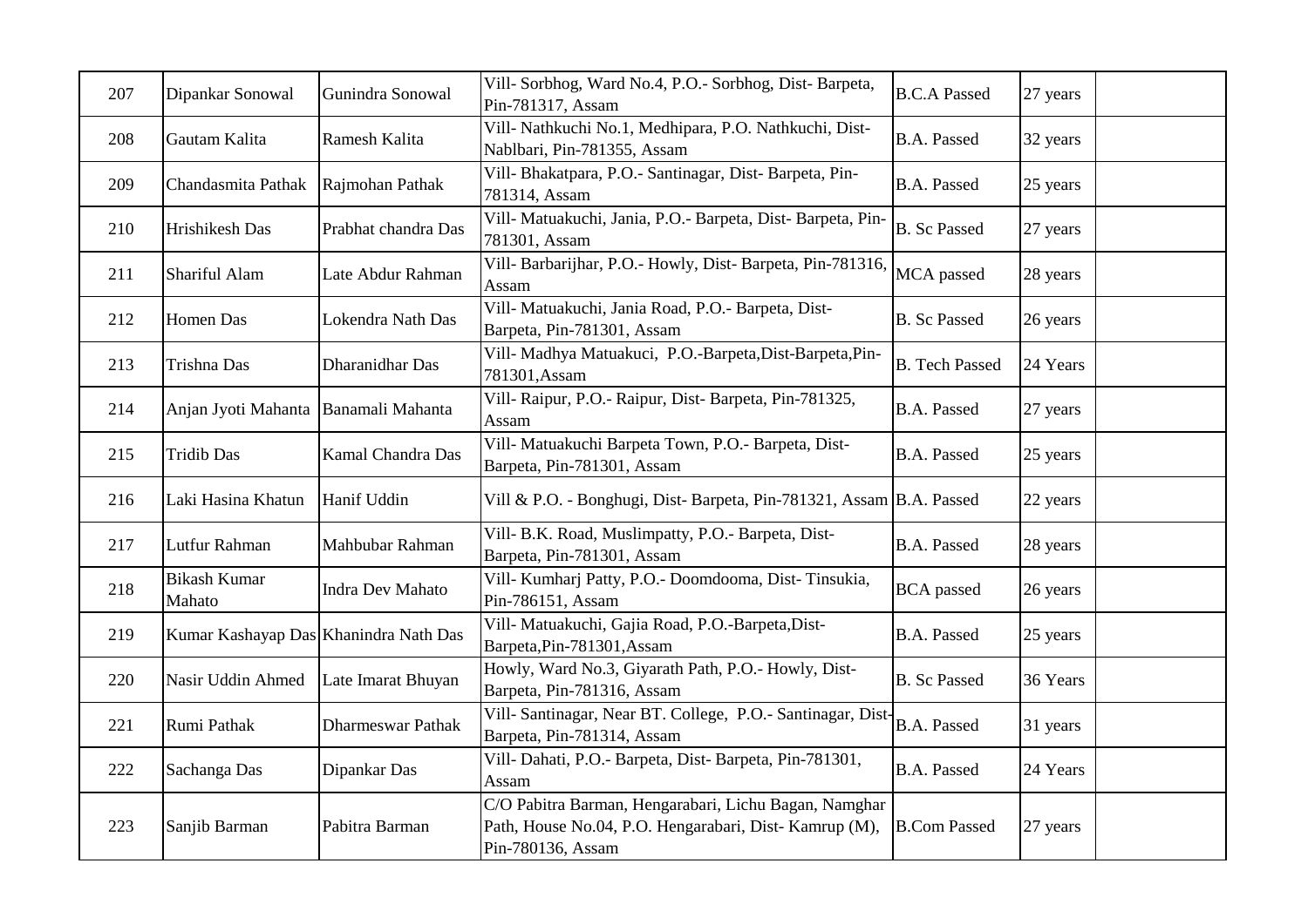| | | | | | | |
|---|---|---|---|---|---|---|
| 207 | Dipankar Sonowal | Gunindra Sonowal | Vill- Sorbhog, Ward No.4, P.O.- Sorbhog, Dist- Barpeta, Pin-781317, Assam | B.C.A Passed | 27 years | |
| 208 | Gautam Kalita | Ramesh Kalita | Vill- Nathkuchi No.1, Medhipara, P.O. Nathkuchi, Dist- Nablbari, Pin-781355, Assam | B.A. Passed | 32 years | |
| 209 | Chandasmita Pathak | Rajmohan Pathak | Vill- Bhakatpara, P.O.- Santinagar, Dist- Barpeta, Pin-781314, Assam | B.A. Passed | 25 years | |
| 210 | Hrishikesh Das | Prabhat chandra Das | Vill- Matuakuchi, Jania, P.O.- Barpeta, Dist- Barpeta, Pin-781301, Assam | B. Sc Passed | 27 years | |
| 211 | Shariful Alam | Late Abdur Rahman | Vill- Barbarijhar, P.O.- Howly, Dist- Barpeta, Pin-781316, Assam | MCA passed | 28 years | |
| 212 | Homen Das | Lokendra Nath Das | Vill- Matuakuchi, Jania Road, P.O.- Barpeta, Dist- Barpeta, Pin-781301, Assam | B. Sc Passed | 26 years | |
| 213 | Trishna Das | Dharanidhar Das | Vill- Madhya Matuakuci, P.O.-Barpeta,Dist-Barpeta,Pin-781301,Assam | B. Tech Passed | 24 Years | |
| 214 | Anjan Jyoti Mahanta | Banamali Mahanta | Vill- Raipur, P.O.- Raipur, Dist- Barpeta, Pin-781325, Assam | B.A. Passed | 27 years | |
| 215 | Tridib Das | Kamal Chandra Das | Vill- Matuakuchi Barpeta Town, P.O.- Barpeta, Dist- Barpeta, Pin-781301, Assam | B.A. Passed | 25 years | |
| 216 | Laki Hasina Khatun | Hanif Uddin | Vill & P.O. - Bonghugi, Dist- Barpeta, Pin-781321, Assam | B.A. Passed | 22 years | |
| 217 | Lutfur Rahman | Mahbubar Rahman | Vill- B.K. Road, Muslimpatty, P.O.- Barpeta, Dist- Barpeta, Pin-781301, Assam | B.A. Passed | 28 years | |
| 218 | Bikash Kumar Mahato | Indra Dev Mahato | Vill- Kumharj Patty, P.O.- Doomdooma, Dist- Tinsukia, Pin-786151, Assam | BCA passed | 26 years | |
| 219 | Kumar Kashayap Das | Khanindra Nath Das | Vill- Matuakuchi, Gajia Road, P.O.-Barpeta,Dist-Barpeta,Pin-781301,Assam | B.A. Passed | 25 years | |
| 220 | Nasir Uddin Ahmed | Late Imarat Bhuyan | Howly, Ward No.3, Giyarath Path, P.O.- Howly, Dist- Barpeta, Pin-781316, Assam | B. Sc Passed | 36 Years | |
| 221 | Rumi Pathak | Dharmeswar Pathak | Vill- Santinagar, Near BT. College, P.O.- Santinagar, Dist- Barpeta, Pin-781314, Assam | B.A. Passed | 31 years | |
| 222 | Sachanga Das | Dipankar Das | Vill- Dahati, P.O.- Barpeta, Dist- Barpeta, Pin-781301, Assam | B.A. Passed | 24 Years | |
| 223 | Sanjib Barman | Pabitra Barman | C/O Pabitra Barman, Hengarabari, Lichu Bagan, Namghar Path, House No.04, P.O. Hengarabari, Dist- Kamrup (M), Pin-780136, Assam | B.Com Passed | 27 years | |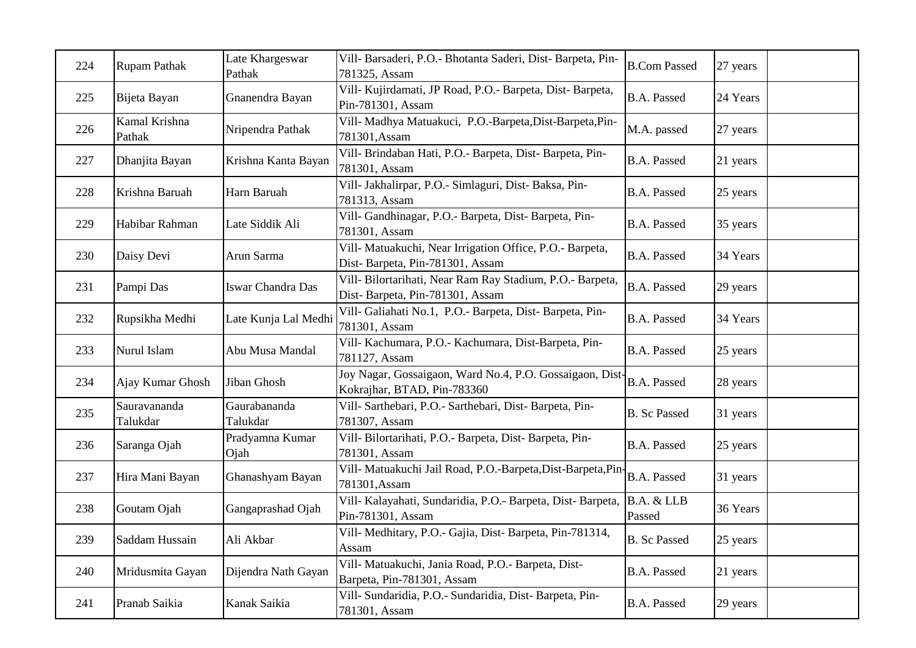| 224 | Rupam Pathak | Late Khargeswar Pathak | Vill- Barsaderi, P.O.- Bhotanta Saderi, Dist- Barpeta, Pin-781325, Assam | B.Com Passed | 27 years | |
|---|---|---|---|---|---|---|
| 225 | Bijeta Bayan | Gnanendra Bayan | Vill- Kujirdamati, JP Road, P.O.- Barpeta, Dist- Barpeta, Pin-781301, Assam | B.A. Passed | 24 Years | |
| 226 | Kamal Krishna Pathak | Nripendra Pathak | Vill- Madhya Matuakuci, P.O.-Barpeta,Dist-Barpeta,Pin-781301,Assam | M.A. passed | 27 years | |
| 227 | Dhanjita Bayan | Krishna Kanta Bayan | Vill- Brindaban Hati, P.O.- Barpeta, Dist- Barpeta, Pin-781301, Assam | B.A. Passed | 21 years | |
| 228 | Krishna Baruah | Harn Baruah | Vill- Jakhalirpar, P.O.- Simlaguri, Dist- Baksa, Pin-781313, Assam | B.A. Passed | 25 years | |
| 229 | Habibar Rahman | Late Siddik Ali | Vill- Gandhinagar, P.O.- Barpeta, Dist- Barpeta, Pin-781301, Assam | B.A. Passed | 35 years | |
| 230 | Daisy Devi | Arun Sarma | Vill- Matuakuchi, Near Irrigation Office, P.O.- Barpeta, Dist- Barpeta, Pin-781301, Assam | B.A. Passed | 34 Years | |
| 231 | Pampi Das | Iswar Chandra Das | Vill- Bilortarihati, Near Ram Ray Stadium, P.O.- Barpeta, Dist- Barpeta, Pin-781301, Assam | B.A. Passed | 29 years | |
| 232 | Rupsikha Medhi | Late Kunja Lal Medhi | Vill- Galiahati No.1, P.O.- Barpeta, Dist- Barpeta, Pin-781301, Assam | B.A. Passed | 34 Years | |
| 233 | Nurul Islam | Abu Musa Mandal | Vill- Kachumara, P.O.- Kachumara, Dist-Barpeta, Pin-781127, Assam | B.A. Passed | 25 years | |
| 234 | Ajay Kumar Ghosh | Jiban Ghosh | Joy Nagar, Gossaigaon, Ward No.4, P.O. Gossaigaon, Dist-Kokrajhar, BTAD, Pin-783360 | B.A. Passed | 28 years | |
| 235 | Sauravananda Talukdar | Gaurabananda Talukdar | Vill- Sarthebari, P.O.- Sarthebari, Dist- Barpeta, Pin-781307, Assam | B. Sc Passed | 31 years | |
| 236 | Saranga Ojah | Pradyamna Kumar Ojah | Vill- Bilortarihati, P.O.- Barpeta, Dist- Barpeta, Pin-781301, Assam | B.A. Passed | 25 years | |
| 237 | Hira Mani Bayan | Ghanashyam Bayan | Vill- Matuakuchi Jail Road, P.O.-Barpeta,Dist-Barpeta,Pin-781301,Assam | B.A. Passed | 31 years | |
| 238 | Goutam Ojah | Gangaprashad Ojah | Vill- Kalayahati, Sundaridia, P.O.- Barpeta, Dist- Barpeta, Pin-781301, Assam | B.A. & LLB Passed | 36 Years | |
| 239 | Saddam Hussain | Ali Akbar | Vill- Medhitary, P.O.- Gajia, Dist- Barpeta, Pin-781314, Assam | B. Sc Passed | 25 years | |
| 240 | Mridusmita Gayan | Dijendra Nath Gayan | Vill- Matuakuchi, Jania Road, P.O.- Barpeta, Dist-Barpeta, Pin-781301, Assam | B.A. Passed | 21 years | |
| 241 | Pranab Saikia | Kanak Saikia | Vill- Sundaridia, P.O.- Sundaridia, Dist- Barpeta, Pin-781301, Assam | B.A. Passed | 29 years | |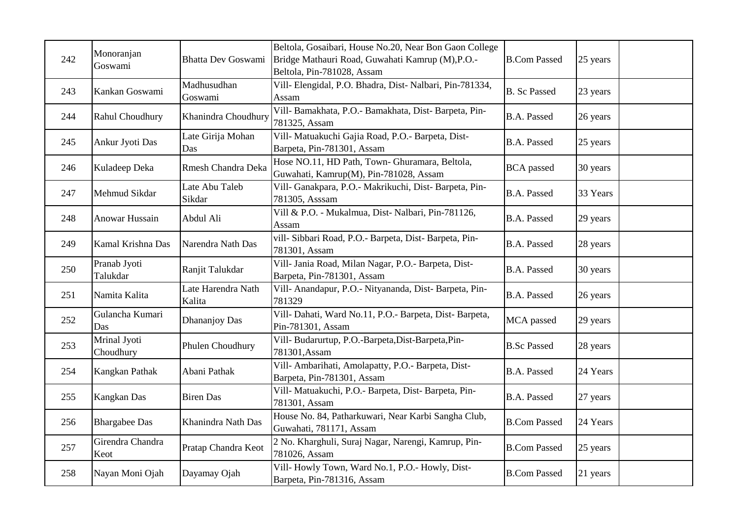| 242 | Monoranjan Goswami | Bhatta Dev Goswami | Beltola, Gosaibari, House No.20, Near Bon Gaon College Bridge Mathauri Road, Guwahati Kamrup (M),P.O.- Beltola, Pin-781028, Assam | B.Com Passed | 25 years | |
|---|---|---|---|---|---|---|
| 243 | Kankan Goswami | Madhusudhan Goswami | Vill- Elengidal, P.O. Bhadra, Dist- Nalbari, Pin-781334, Assam | B. Sc Passed | 23 years | |
| 244 | Rahul Choudhury | Khanindra Choudhury | Vill- Bamakhata, P.O.- Bamakhata, Dist- Barpeta, Pin-781325, Assam | B.A. Passed | 26 years | |
| 245 | Ankur Jyoti Das | Late Girija Mohan Das | Vill- Matuakuchi Gajia Road, P.O.- Barpeta, Dist- Barpeta, Pin-781301, Assam | B.A. Passed | 25 years | |
| 246 | Kuladeep Deka | Rmesh Chandra Deka | Hose NO.11, HD Path, Town- Ghuramara, Beltola, Guwahati, Kamrup(M), Pin-781028, Assam | BCA passed | 30 years | |
| 247 | Mehmud Sikdar | Late Abu Taleb Sikdar | Vill- Ganakpara, P.O.- Makrikuchi, Dist- Barpeta, Pin-781305, Asssam | B.A. Passed | 33 Years | |
| 248 | Anowar Hussain | Abdul Ali | Vill & P.O. - Mukalmua, Dist- Nalbari, Pin-781126, Assam | B.A. Passed | 29 years | |
| 249 | Kamal Krishna Das | Narendra Nath Das | vill- Sibbari Road, P.O.- Barpeta, Dist- Barpeta, Pin-781301, Assam | B.A. Passed | 28 years | |
| 250 | Pranab Jyoti Talukdar | Ranjit Talukdar | Vill- Jania Road, Milan Nagar, P.O.- Barpeta, Dist- Barpeta, Pin-781301, Assam | B.A. Passed | 30 years | |
| 251 | Namita Kalita | Late Harendra Nath Kalita | Vill- Anandapur, P.O.- Nityananda, Dist- Barpeta, Pin-781329 | B.A. Passed | 26 years | |
| 252 | Gulancha Kumari Das | Dhananjoy Das | Vill- Dahati, Ward No.11, P.O.- Barpeta, Dist- Barpeta, Pin-781301, Assam | MCA passed | 29 years | |
| 253 | Mrinal Jyoti Choudhury | Phulen Choudhury | Vill- Budarurtup, P.O.-Barpeta,Dist-Barpeta,Pin-781301,Assam | B.Sc Passed | 28 years | |
| 254 | Kangkan Pathak | Abani Pathak | Vill- Ambarihati, Amolapatty, P.O.- Barpeta, Dist- Barpeta, Pin-781301, Assam | B.A. Passed | 24 Years | |
| 255 | Kangkan Das | Biren Das | Vill- Matuakuchi, P.O.- Barpeta, Dist- Barpeta, Pin-781301, Assam | B.A. Passed | 27 years | |
| 256 | Bhargabee Das | Khanindra Nath Das | House No. 84, Patharkuwari, Near Karbi Sangha Club, Guwahati, 781171, Assam | B.Com Passed | 24 Years | |
| 257 | Girendra Chandra Keot | Pratap Chandra Keot | 2 No. Kharghuli, Suraj Nagar, Narengi, Kamrup, Pin-781026, Assam | B.Com Passed | 25 years | |
| 258 | Nayan Moni Ojah | Dayamay Ojah | Vill- Howly Town, Ward No.1, P.O.- Howly, Dist- Barpeta, Pin-781316, Assam | B.Com Passed | 21 years | |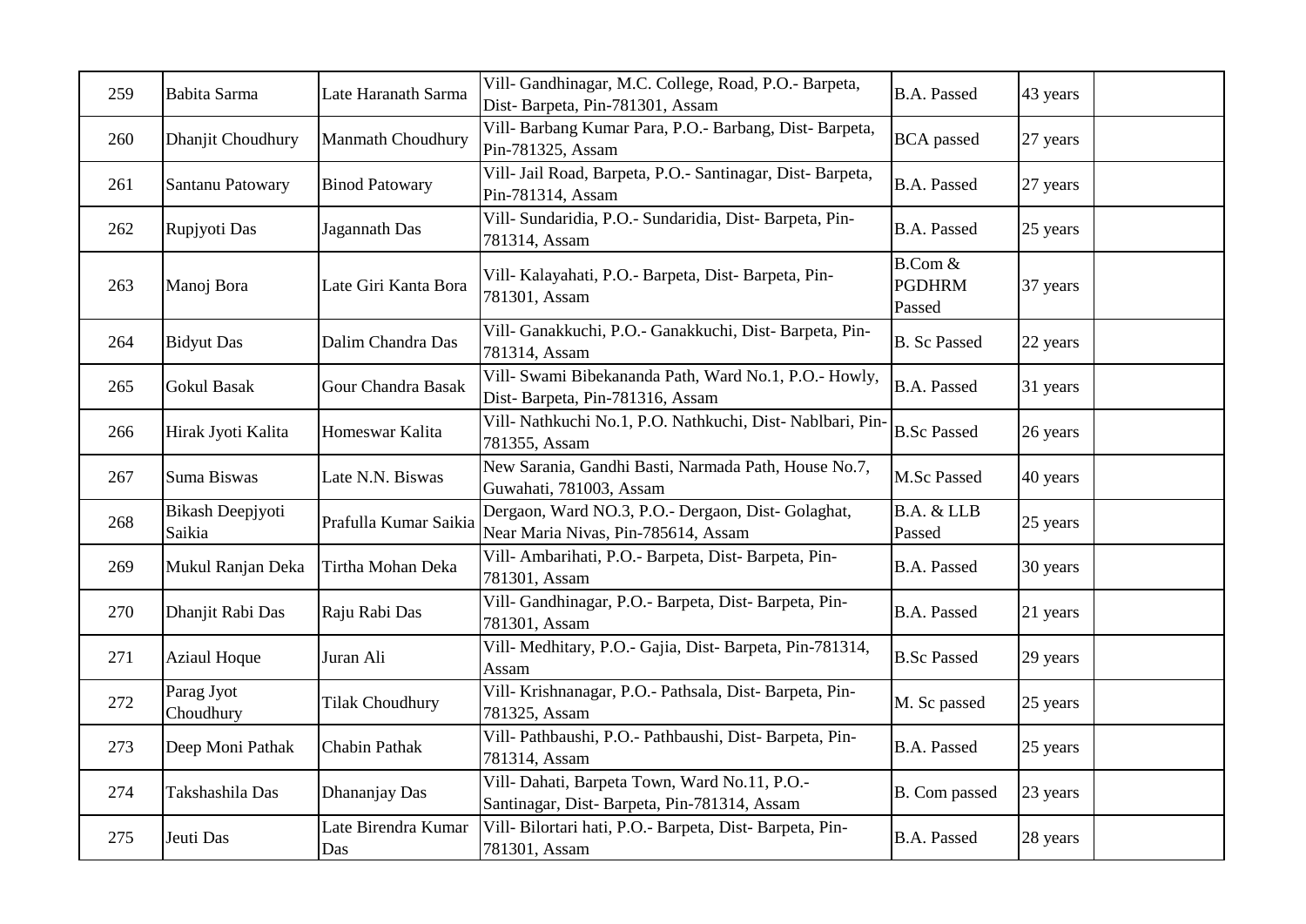| 259 | Babita Sarma | Late Haranath Sarma | Vill- Gandhinagar, M.C. College, Road, P.O.- Barpeta, Dist- Barpeta, Pin-781301, Assam | B.A. Passed | 43 years | |
|---|---|---|---|---|---|---|
| 260 | Dhanjit Choudhury | Manmath Choudhury | Vill- Barbang Kumar Para, P.O.- Barbang, Dist- Barpeta, Pin-781325, Assam | BCA passed | 27 years | |
| 261 | Santanu Patowary | Binod Patowary | Vill- Jail Road, Barpeta, P.O.- Santinagar, Dist- Barpeta, Pin-781314, Assam | B.A. Passed | 27 years | |
| 262 | Rupjyoti Das | Jagannath Das | Vill- Sundaridia, P.O.- Sundaridia, Dist- Barpeta, Pin-781314, Assam | B.A. Passed | 25 years | |
| 263 | Manoj Bora | Late Giri Kanta Bora | Vill- Kalayahati, P.O.- Barpeta, Dist- Barpeta, Pin-781301, Assam | B.Com & PGDHRM Passed | 37 years | |
| 264 | Bidyut Das | Dalim Chandra Das | Vill- Ganakkuchi, P.O.- Ganakkuchi, Dist- Barpeta, Pin-781314, Assam | B. Sc Passed | 22 years | |
| 265 | Gokul Basak | Gour Chandra Basak | Vill- Swami Bibekananda Path, Ward No.1, P.O.- Howly, Dist- Barpeta, Pin-781316, Assam | B.A. Passed | 31 years | |
| 266 | Hirak Jyoti Kalita | Homeswar Kalita | Vill- Nathkuchi No.1, P.O. Nathkuchi, Dist- Nablbari, Pin-781355, Assam | B.Sc Passed | 26 years | |
| 267 | Suma Biswas | Late N.N. Biswas | New Sarania, Gandhi Basti, Narmada Path, House No.7, Guwahati, 781003, Assam | M.Sc Passed | 40 years | |
| 268 | Bikash Deepjyoti Saikia | Prafulla Kumar Saikia | Dergaon, Ward NO.3, P.O.- Dergaon, Dist- Golaghat, Near Maria Nivas, Pin-785614, Assam | B.A. & LLB Passed | 25 years | |
| 269 | Mukul Ranjan Deka | Tirtha Mohan Deka | Vill- Ambarihati, P.O.- Barpeta, Dist- Barpeta, Pin-781301, Assam | B.A. Passed | 30 years | |
| 270 | Dhanjit Rabi Das | Raju Rabi Das | Vill- Gandhinagar, P.O.- Barpeta, Dist- Barpeta, Pin-781301, Assam | B.A. Passed | 21 years | |
| 271 | Aziaul Hoque | Juran Ali | Vill- Medhitary, P.O.- Gajia, Dist- Barpeta, Pin-781314, Assam | B.Sc Passed | 29 years | |
| 272 | Parag Jyot Choudhury | Tilak Choudhury | Vill- Krishnanagar, P.O.- Pathsala, Dist- Barpeta, Pin-781325, Assam | M. Sc passed | 25 years | |
| 273 | Deep Moni Pathak | Chabin Pathak | Vill- Pathbaushi, P.O.- Pathbaushi, Dist- Barpeta, Pin-781314, Assam | B.A. Passed | 25 years | |
| 274 | Takshashila Das | Dhananjay Das | Vill- Dahati, Barpeta Town, Ward No.11, P.O.- Santinagar, Dist- Barpeta, Pin-781314, Assam | B. Com passed | 23 years | |
| 275 | Jeuti Das | Late Birendra Kumar Das | Vill- Bilortari hati, P.O.- Barpeta, Dist- Barpeta, Pin-781301, Assam | B.A. Passed | 28 years | |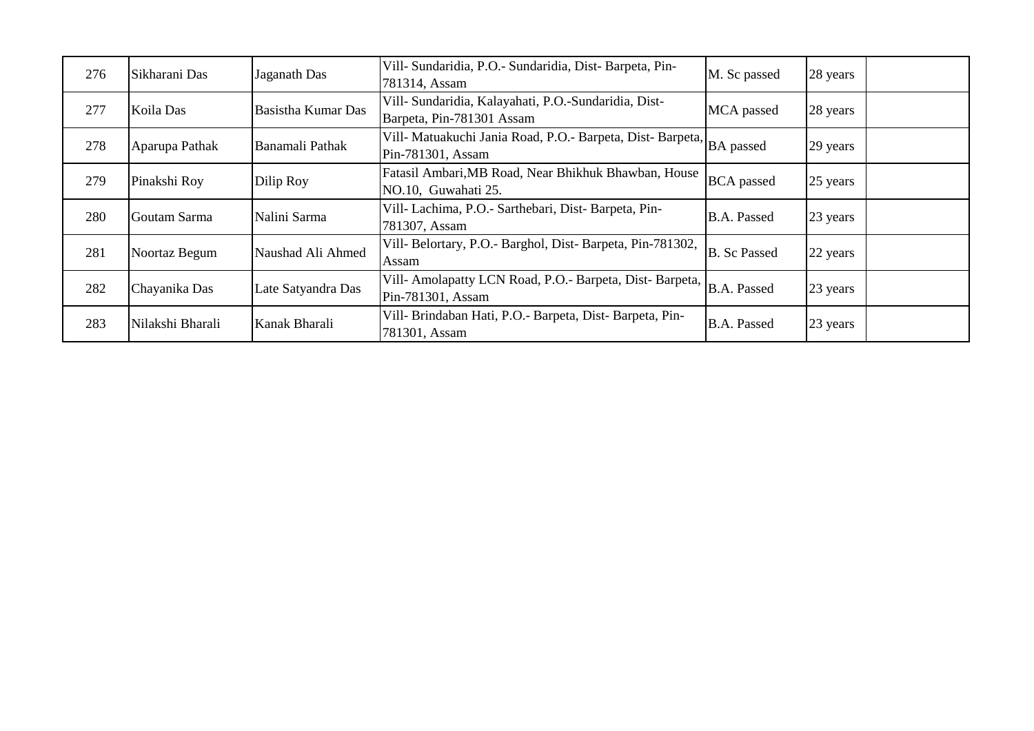| | | | | | | |
|---|---|---|---|---|---|---|
| 276 | Sikharani Das | Jaganath Das | Vill- Sundaridia, P.O.- Sundaridia, Dist- Barpeta, Pin-781314, Assam | M. Sc passed | 28 years | |
| 277 | Koila Das | Basistha Kumar Das | Vill- Sundaridia, Kalayahati, P.O.-Sundaridia, Dist-Barpeta, Pin-781301 Assam | MCA passed | 28 years | |
| 278 | Aparupa Pathak | Banamali Pathak | Vill- Matuakuchi Jania Road, P.O.- Barpeta, Dist- Barpeta, Pin-781301, Assam | BA passed | 29 years | |
| 279 | Pinakshi Roy | Dilip Roy | Fatasil Ambari,MB Road, Near Bhikhuk Bhawban, House NO.10, Guwahati 25. | BCA passed | 25 years | |
| 280 | Goutam Sarma | Nalini Sarma | Vill- Lachima, P.O.- Sarthebari, Dist- Barpeta, Pin-781307, Assam | B.A. Passed | 23 years | |
| 281 | Noortaz Begum | Naushad Ali Ahmed | Vill- Belortary, P.O.- Barghol, Dist- Barpeta, Pin-781302, Assam | B. Sc Passed | 22 years | |
| 282 | Chayanika Das | Late Satyandra Das | Vill- Amolapatty LCN Road, P.O.- Barpeta, Dist- Barpeta, Pin-781301, Assam | B.A. Passed | 23 years | |
| 283 | Nilakshi Bharali | Kanak Bharali | Vill- Brindaban Hati, P.O.- Barpeta, Dist- Barpeta, Pin-781301, Assam | B.A. Passed | 23 years | |